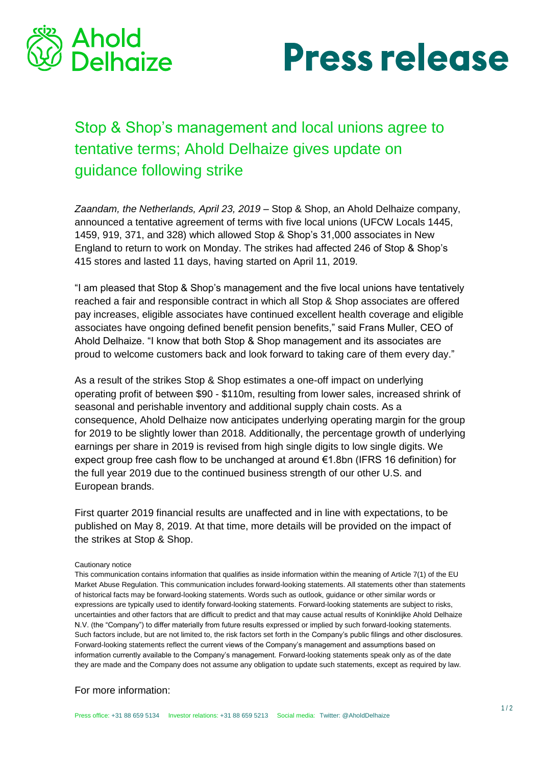# Press release

## Stop & Shop's management and local unions agree to tentative terms; Ahold Delhaize gives update on guidance following strike

*Zaandam, the Netherlands, April 23, 2019* – Stop & Shop, an Ahold Delhaize company, announced a tentative agreement of terms with five local unions (UFCW Locals 1445, 1459, 919, 371, and 328) which allowed Stop & Shop's 31,000 associates in New England to return to work on Monday. The strikes had affected 246 of Stop & Shop's 415 stores and lasted 11 days, having started on April 11, 2019.

"I am pleased that Stop & Shop's management and the five local unions have tentatively reached a fair and responsible contract in which all Stop & Shop associates are offered pay increases, eligible associates have continued excellent health coverage and eligible associates have ongoing defined benefit pension benefits," said Frans Muller, CEO of Ahold Delhaize. "I know that both Stop & Shop management and its associates are proud to welcome customers back and look forward to taking care of them every day."

As a result of the strikes Stop & Shop estimates a one-off impact on underlying operating profit of between $90 - $110m, resulting from lower sales, increased shrink of seasonal and perishable inventory and additional supply chain costs. As a consequence, Ahold Delhaize now anticipates underlying operating margin for the group for 2019 to be slightly lower than 2018. Additionally, the percentage growth of underlying earnings per share in 2019 is revised from high single digits to low single digits. We expect group free cash flow to be unchanged at around €1.8bn (IFRS 16 definition) for the full year 2019 due to the continued business strength of our other U.S. and European brands.

First quarter 2019 financial results are unaffected and in line with expectations, to be published on May 8, 2019. At that time, more details will be provided on the impact of the strikes at Stop & Shop.

Cautionary notice

This communication contains information that qualifies as inside information within the meaning of Article 7(1) of the EU Market Abuse Regulation. This communication includes forward-looking statements. All statements other than statements of historical facts may be forward-looking statements. Words such as outlook, guidance or other similar words or expressions are typically used to identify forward-looking statements. Forward-looking statements are subject to risks, uncertainties and other factors that are difficult to predict and that may cause actual results of Koninklijke Ahold Delhaize N.V. (the "Company") to differ materially from future results expressed or implied by such forward-looking statements. Such factors include, but are not limited to, the risk factors set forth in the Company's public filings and other disclosures. Forward-looking statements reflect the current views of the Company's management and assumptions based on information currently available to the Company's management. Forward-looking statements speak only as of the date they are made and the Company does not assume any obligation to update such statements, except as required by law.

For more information:

Press office: +31 88 659 5134 Investor relations: +31 88 659 5213 Social media: Twitter: @AholdDelhaize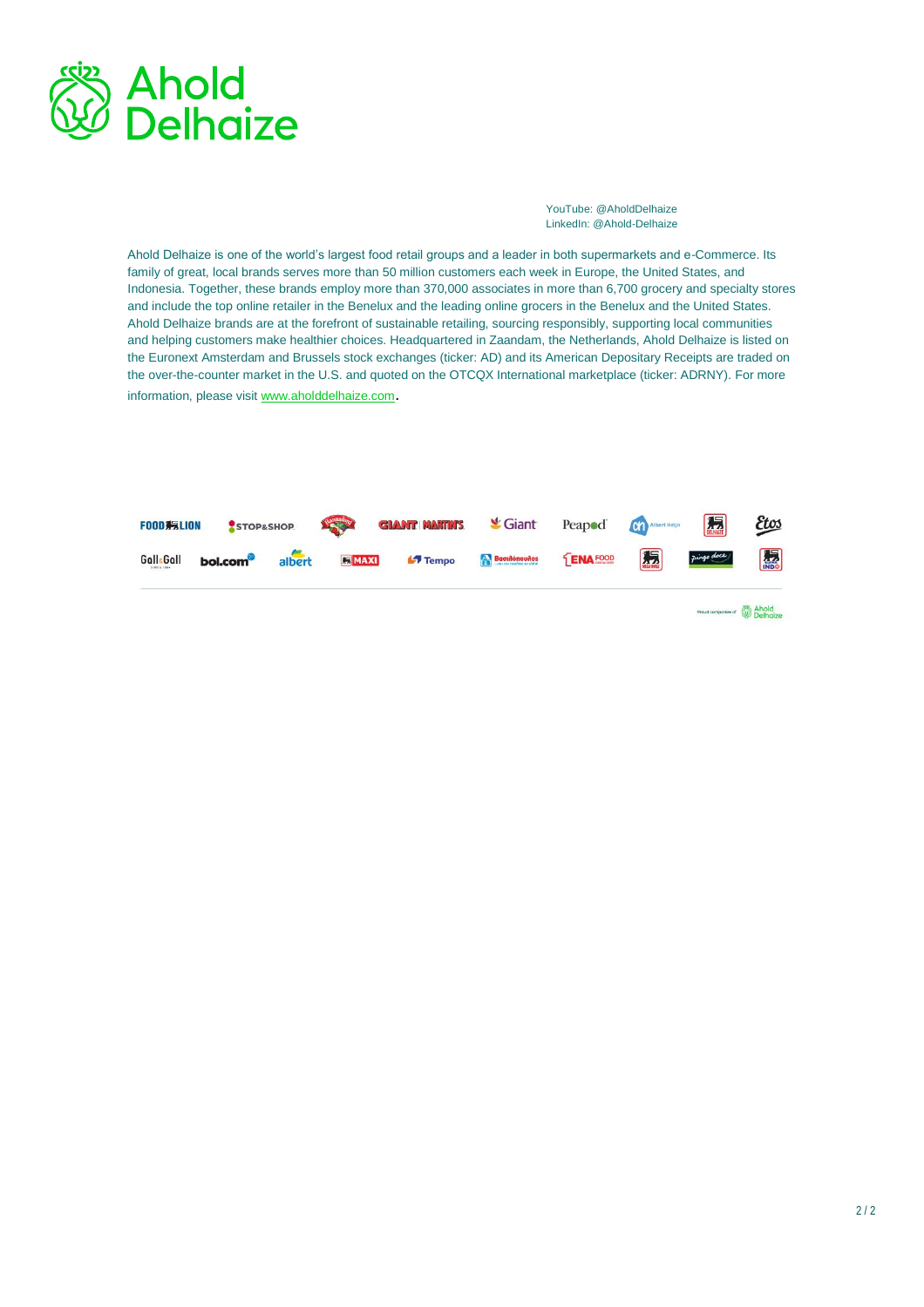YouTube: @AholdDelhaize
LinkedIn: @Ahold-Delhaize

Ahold Delhaize is one of the world's largest food retail groups and a leader in both supermarkets and e-Commerce. Its family of great, local brands serves more than 50 million customers each week in Europe, the United States, and Indonesia. Together, these brands employ more than 370,000 associates in more than 6,700 grocery and specialty stores and include the top online retailer in the Benelux and the leading online grocers in the Benelux and the United States. Ahold Delhaize brands are at the forefront of sustainable retailing, sourcing responsibly, supporting local communities and helping customers make healthier choices. Headquartered in Zaandam, the Netherlands, Ahold Delhaize is listed on the Euronext Amsterdam and Brussels stock exchanges (ticker: AD) and its American Depositary Receipts are traded on the over-the-counter market in the U.S. and quoted on the OTCQX International marketplace (ticker: ADRNY). For more information, please visit www.aholddelhaize.com.